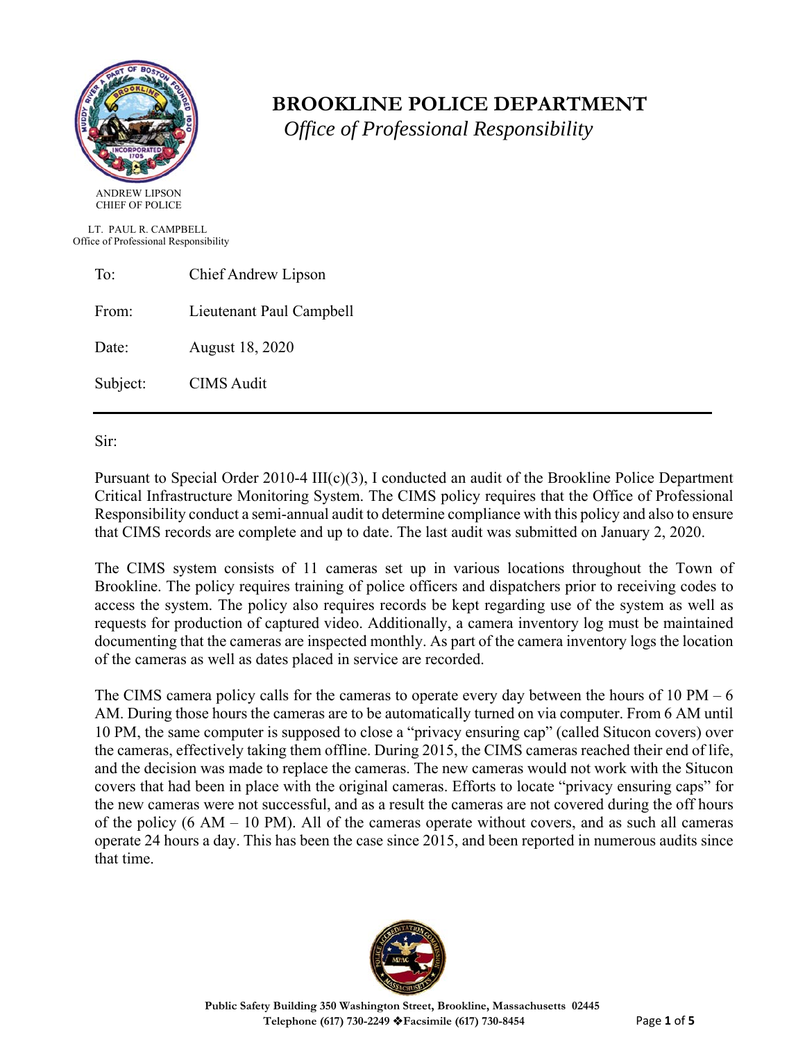# BROOKLINE POLICE DEPARTMENT

*Office of Professional Responsibility*

ANDREW LIPSON
CHIEF OF POLICE

LT. PAUL R. CAMPBELL
Office of Professional Responsibility

| | |
|---|---|
| To: | Chief Andrew Lipson |
| From: | Lieutenant Paul Campbell |
| Date: | August 18, 2020 |
| Subject: | CIMS Audit |

---

Sir:

Pursuant to Special Order 2010-4 III(c)(3), I conducted an audit of the Brookline Police Department Critical Infrastructure Monitoring System. The CIMS policy requires that the Office of Professional Responsibility conduct a semi-annual audit to determine compliance with this policy and also to ensure that CIMS records are complete and up to date. The last audit was submitted on January 2, 2020.

The CIMS system consists of 11 cameras set up in various locations throughout the Town of Brookline. The policy requires training of police officers and dispatchers prior to receiving codes to access the system. The policy also requires records be kept regarding use of the system as well as requests for production of captured video. Additionally, a camera inventory log must be maintained documenting that the cameras are inspected monthly. As part of the camera inventory logs the location of the cameras as well as dates placed in service are recorded.

The CIMS camera policy calls for the cameras to operate every day between the hours of 10 PM – 6 AM. During those hours the cameras are to be automatically turned on via computer. From 6 AM until 10 PM, the same computer is supposed to close a "privacy ensuring cap" (called Situcon covers) over the cameras, effectively taking them offline. During 2015, the CIMS cameras reached their end of life, and the decision was made to replace the cameras. The new cameras would not work with the Situcon covers that had been in place with the original cameras. Efforts to locate "privacy ensuring caps" for the new cameras were not successful, and as a result the cameras are not covered during the off hours of the policy (6 AM – 10 PM). All of the cameras operate without covers, and as such all cameras operate 24 hours a day. This has been the case since 2015, and been reported in numerous audits since that time.

**Public Safety Building 350 Washington Street, Brookline, Massachusetts 02445**
**Telephone (617) 730-2249 ❖Facsimile (617) 730-8454**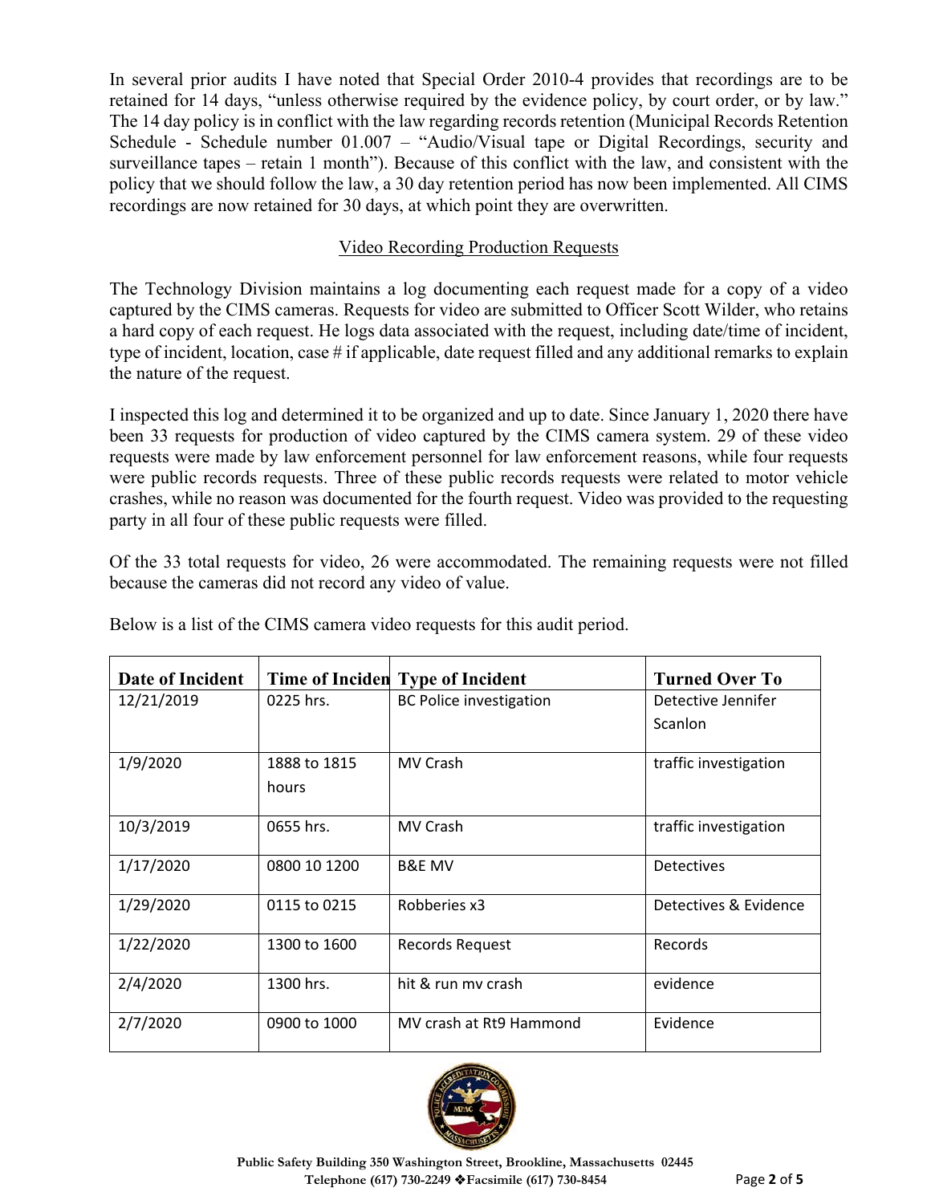In several prior audits I have noted that Special Order 2010-4 provides that recordings are to be retained for 14 days, "unless otherwise required by the evidence policy, by court order, or by law." The 14 day policy is in conflict with the law regarding records retention (Municipal Records Retention Schedule - Schedule number 01.007 – "Audio/Visual tape or Digital Recordings, security and surveillance tapes – retain 1 month"). Because of this conflict with the law, and consistent with the policy that we should follow the law, a 30 day retention period has now been implemented. All CIMS recordings are now retained for 30 days, at which point they are overwritten.

## Video Recording Production Requests

The Technology Division maintains a log documenting each request made for a copy of a video captured by the CIMS cameras. Requests for video are submitted to Officer Scott Wilder, who retains a hard copy of each request. He logs data associated with the request, including date/time of incident, type of incident, location, case # if applicable, date request filled and any additional remarks to explain the nature of the request.

I inspected this log and determined it to be organized and up to date. Since January 1, 2020 there have been 33 requests for production of video captured by the CIMS camera system. 29 of these video requests were made by law enforcement personnel for law enforcement reasons, while four requests were public records requests. Three of these public records requests were related to motor vehicle crashes, while no reason was documented for the fourth request. Video was provided to the requesting party in all four of these public requests were filled.

Of the 33 total requests for video, 26 were accommodated. The remaining requests were not filled because the cameras did not record any video of value.

Below is a list of the CIMS camera video requests for this audit period.

| Date of Incident | Time of Inciden | Type of Incident | Turned Over To |
|---|---|---|---|
| 12/21/2019 | 0225 hrs. | BC Police investigation | Detective Jennifer Scanlon |
| 1/9/2020 | 1888 to 1815 hours | MV Crash | traffic investigation |
| 10/3/2019 | 0655 hrs. | MV Crash | traffic investigation |
| 1/17/2020 | 0800 10 1200 | B&E MV | Detectives |
| 1/29/2020 | 0115 to 0215 | Robberies x3 | Detectives & Evidence |
| 1/22/2020 | 1300 to 1600 | Records Request | Records |
| 2/4/2020 | 1300 hrs. | hit & run mv crash | evidence |
| 2/7/2020 | 0900 to 1000 | MV crash at Rt9 Hammond | Evidence |

Public Safety Building 350 Washington Street, Brookline, Massachusetts 02445
Telephone (617) 730-2249 ❖Facsimile (617) 730-8454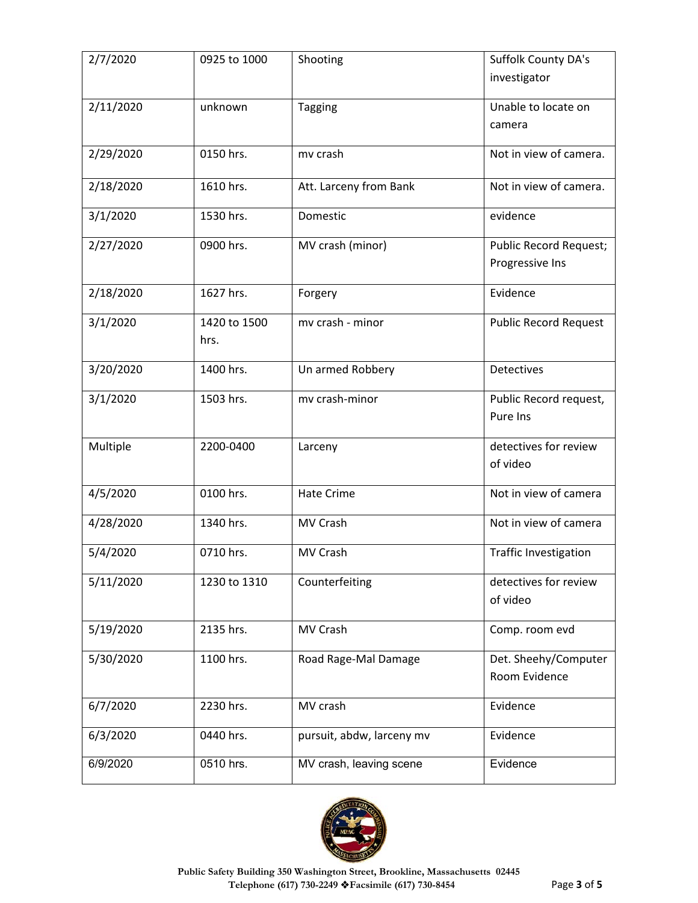| 2/7/2020 | 0925 to 1000 | Shooting | Suffolk County DA's investigator |
|---|---|---|---|
| 2/11/2020 | unknown | Tagging | Unable to locate on camera |
| 2/29/2020 | 0150 hrs. | mv crash | Not in view of camera. |
| 2/18/2020 | 1610 hrs. | Att. Larceny from Bank | Not in view of camera. |
| 3/1/2020 | 1530 hrs. | Domestic | evidence |
| 2/27/2020 | 0900 hrs. | MV crash (minor) | Public Record Request; Progressive Ins |
| 2/18/2020 | 1627 hrs. | Forgery | Evidence |
| 3/1/2020 | 1420 to 1500 hrs. | mv crash - minor | Public Record Request |
| 3/20/2020 | 1400 hrs. | Un armed Robbery | Detectives |
| 3/1/2020 | 1503 hrs. | mv crash-minor | Public Record request, Pure Ins |
| Multiple | 2200-0400 | Larceny | detectives for review of video |
| 4/5/2020 | 0100 hrs. | Hate Crime | Not in view of camera |
| 4/28/2020 | 1340 hrs. | MV Crash | Not in view of camera |
| 5/4/2020 | 0710 hrs. | MV Crash | Traffic Investigation |
| 5/11/2020 | 1230 to 1310 | Counterfeiting | detectives for review of video |
| 5/19/2020 | 2135 hrs. | MV Crash | Comp. room evd |
| 5/30/2020 | 1100 hrs. | Road Rage-Mal Damage | Det. Sheehy/Computer Room Evidence |
| 6/7/2020 | 2230 hrs. | MV crash | Evidence |
| 6/3/2020 | 0440 hrs. | pursuit, abdw, larceny mv | Evidence |
| 6/9/2020 | 0510 hrs. | MV crash, leaving scene | Evidence |

Public Safety Building 350 Washington Street, Brookline, Massachusetts 02445
Telephone (617) 730-2249 ❖Facsimile (617) 730-8454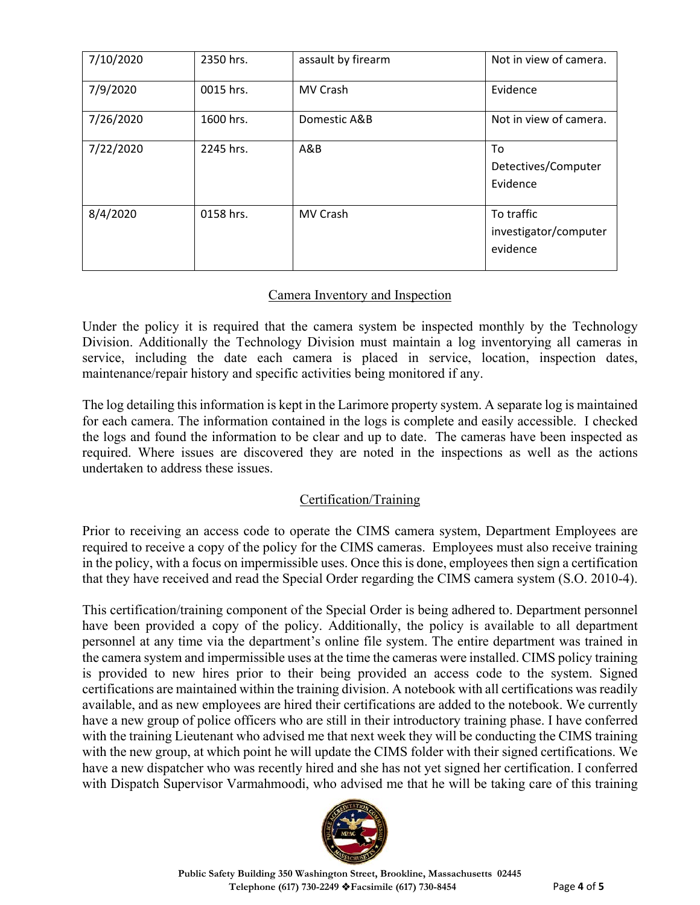| 7/10/2020 | 2350 hrs. | assault by firearm | Not in view of camera. |
|---|---|---|---|
| 7/9/2020 | 0015 hrs. | MV Crash | Evidence |
| 7/26/2020 | 1600 hrs. | Domestic A&B | Not in view of camera. |
| 7/22/2020 | 2245 hrs. | A&B | To Detectives/Computer Evidence |
| 8/4/2020 | 0158 hrs. | MV Crash | To traffic investigator/computer evidence |

## Camera Inventory and Inspection

Under the policy it is required that the camera system be inspected monthly by the Technology Division. Additionally the Technology Division must maintain a log inventorying all cameras in service, including the date each camera is placed in service, location, inspection dates, maintenance/repair history and specific activities being monitored if any.

The log detailing this information is kept in the Larimore property system. A separate log is maintained for each camera. The information contained in the logs is complete and easily accessible. I checked the logs and found the information to be clear and up to date. The cameras have been inspected as required. Where issues are discovered they are noted in the inspections as well as the actions undertaken to address these issues.

## Certification/Training

Prior to receiving an access code to operate the CIMS camera system, Department Employees are required to receive a copy of the policy for the CIMS cameras. Employees must also receive training in the policy, with a focus on impermissible uses. Once this is done, employees then sign a certification that they have received and read the Special Order regarding the CIMS camera system (S.O. 2010-4).

This certification/training component of the Special Order is being adhered to. Department personnel have been provided a copy of the policy. Additionally, the policy is available to all department personnel at any time via the department's online file system. The entire department was trained in the camera system and impermissible uses at the time the cameras were installed. CIMS policy training is provided to new hires prior to their being provided an access code to the system. Signed certifications are maintained within the training division. A notebook with all certifications was readily available, and as new employees are hired their certifications are added to the notebook. We currently have a new group of police officers who are still in their introductory training phase. I have conferred with the training Lieutenant who advised me that next week they will be conducting the CIMS training with the new group, at which point he will update the CIMS folder with their signed certifications. We have a new dispatcher who was recently hired and she has not yet signed her certification. I conferred with Dispatch Supervisor Varmahmoodi, who advised me that he will be taking care of this training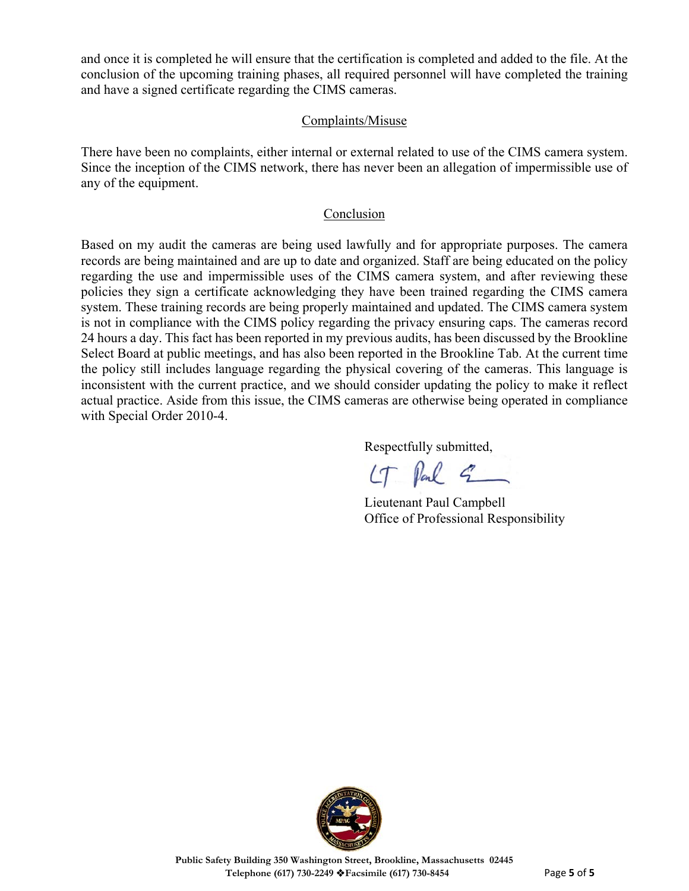and once it is completed he will ensure that the certification is completed and added to the file. At the conclusion of the upcoming training phases, all required personnel will have completed the training and have a signed certificate regarding the CIMS cameras.

## Complaints/Misuse

There have been no complaints, either internal or external related to use of the CIMS camera system. Since the inception of the CIMS network, there has never been an allegation of impermissible use of any of the equipment.

## Conclusion

Based on my audit the cameras are being used lawfully and for appropriate purposes. The camera records are being maintained and are up to date and organized. Staff are being educated on the policy regarding the use and impermissible uses of the CIMS camera system, and after reviewing these policies they sign a certificate acknowledging they have been trained regarding the CIMS camera system. These training records are being properly maintained and updated. The CIMS camera system is not in compliance with the CIMS policy regarding the privacy ensuring caps. The cameras record 24 hours a day. This fact has been reported in my previous audits, has been discussed by the Brookline Select Board at public meetings, and has also been reported in the Brookline Tab. At the current time the policy still includes language regarding the physical covering of the cameras. This language is inconsistent with the current practice, and we should consider updating the policy to make it reflect actual practice. Aside from this issue, the CIMS cameras are otherwise being operated in compliance with Special Order 2010-4.

Respectfully submitted,

LT Paul C

Lieutenant Paul Campbell
Office of Professional Responsibility

Public Safety Building 350 Washington Street, Brookline, Massachusetts 02445
Telephone (617) 730-2249 ❖Facsimile (617) 730-8454